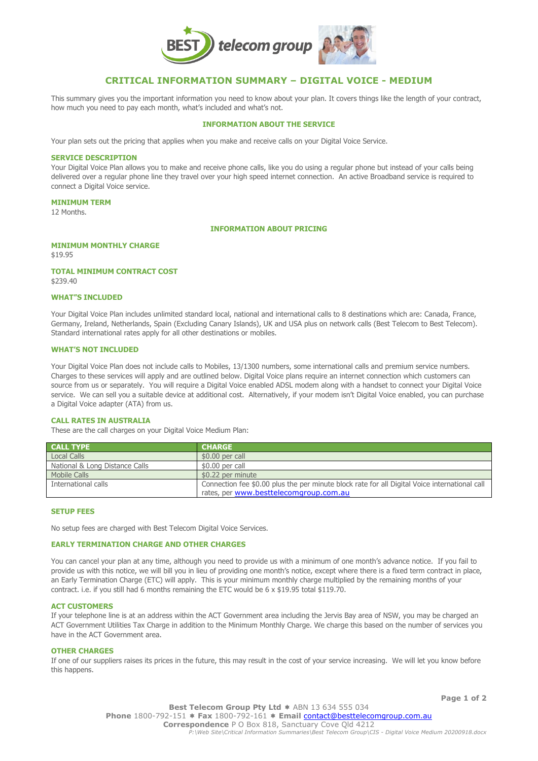# CRITICAL INFORMATION SUMMARY – DIGITAL VOICE - MEDIUM

This summary gives you the important information you need to know about your plan. It covers things like the length of your contract, how much you need to pay each month, what's included and what's not.

## INFORMATION ABOUT THE SERVICE

Your plan sets out the pricing that applies when you make and receive calls on your Digital Voice Service.

### SERVICE DESCRIPTION

Your Digital Voice Plan allows you to make and receive phone calls, like you do using a regular phone but instead of your calls being delivered over a regular phone line they travel over your high speed internet connection. An active Broadband service is required to connect a Digital Voice service.

### MINIMUM TERM

12 Months.

## INFORMATION ABOUT PRICING

### MINIMUM MONTHLY CHARGE

$19.95

### TOTAL MINIMUM CONTRACT COST

$239.40

### WHAT"S INCLUDED

Your Digital Voice Plan includes unlimited standard local, national and international calls to 8 destinations which are: Canada, France, Germany, Ireland, Netherlands, Spain (Excluding Canary Islands), UK and USA plus on network calls (Best Telecom to Best Telecom). Standard international rates apply for all other destinations or mobiles.

### WHAT'S NOT INCLUDED

Your Digital Voice Plan does not include calls to Mobiles, 13/1300 numbers, some international calls and premium service numbers. Charges to these services will apply and are outlined below. Digital Voice plans require an internet connection which customers can source from us or separately. You will require a Digital Voice enabled ADSL modem along with a handset to connect your Digital Voice service. We can sell you a suitable device at additional cost. Alternatively, if your modem isn't Digital Voice enabled, you can purchase a Digital Voice adapter (ATA) from us.

### CALL RATES IN AUSTRALIA

These are the call charges on your Digital Voice Medium Plan:

| CALL TYPE | CHARGE |
|---|---|
| Local Calls | $0.00 per call |
| National & Long Distance Calls | $0.00 per call |
| Mobile Calls | $0.22 per minute |
| International calls | Connection fee $0.00 plus the per minute block rate for all Digital Voice international call rates, per www.besttelecomgroup.com.au |

### SETUP FEES

No setup fees are charged with Best Telecom Digital Voice Services.

### EARLY TERMINATION CHARGE AND OTHER CHARGES

You can cancel your plan at any time, although you need to provide us with a minimum of one month's advance notice. If you fail to provide us with this notice, we will bill you in lieu of providing one month's notice, except where there is a fixed term contract in place, an Early Termination Charge (ETC) will apply. This is your minimum monthly charge multiplied by the remaining months of your contract. i.e. if you still had 6 months remaining the ETC would be 6 x $19.95 total $119.70.

### ACT CUSTOMERS

If your telephone line is at an address within the ACT Government area including the Jervis Bay area of NSW, you may be charged an ACT Government Utilities Tax Charge in addition to the Minimum Monthly Charge. We charge this based on the number of services you have in the ACT Government area.

### OTHER CHARGES

If one of our suppliers raises its prices in the future, this may result in the cost of your service increasing. We will let you know before this happens.

**Best Telecom Group Pty Ltd** ✱ ABN 13 634 555 034
**Phone** 1800-792-151 ✱ **Fax** 1800-792-161 ✱ **Email** contact@besttelecomgroup.com.au
**Correspondence** P O Box 818, Sanctuary Cove Qld 4212
*P:\Web Site\Critical Information Summaries\Best Telecom Group\CIS - Digital Voice Medium 20200918.docx*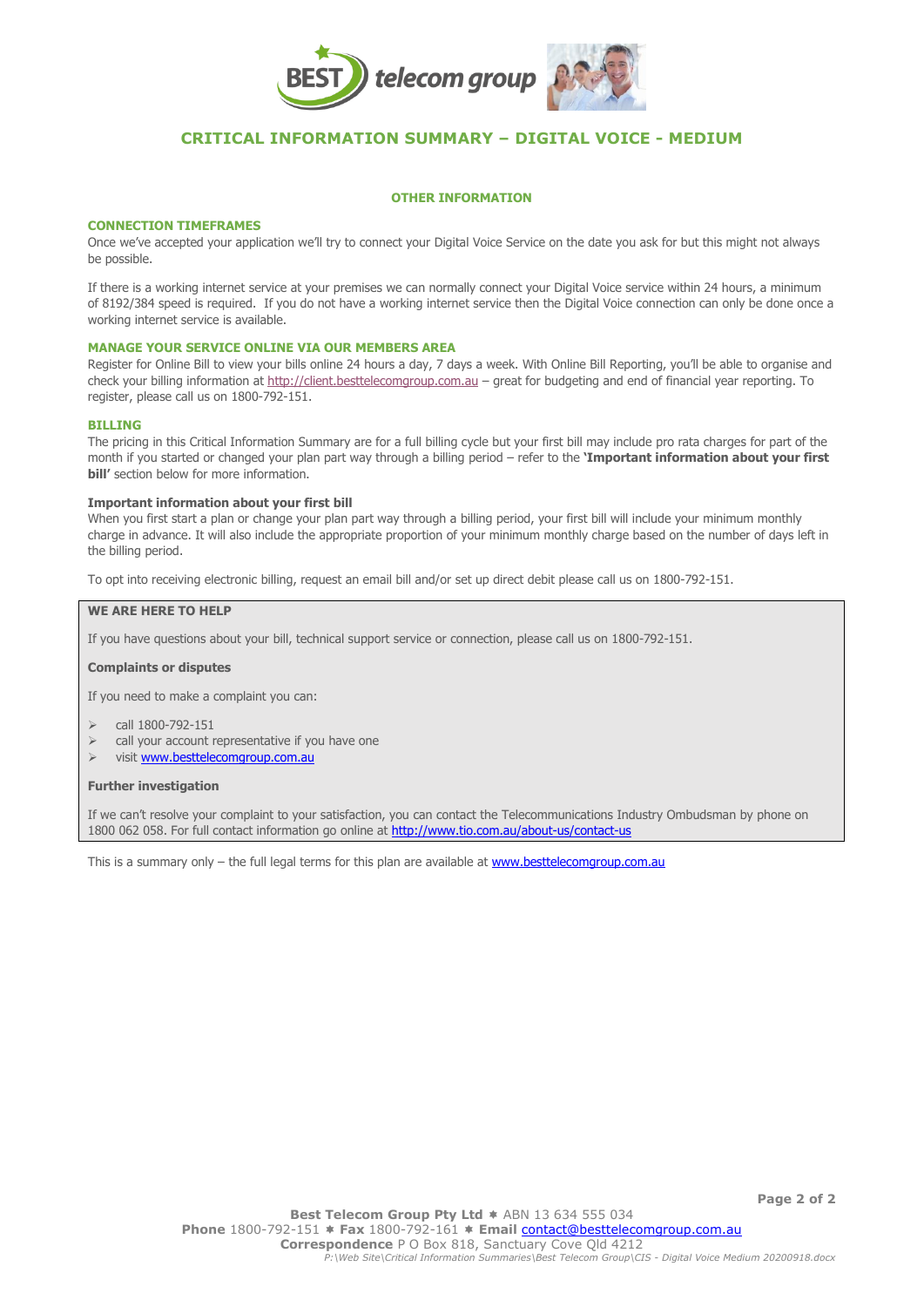# CRITICAL INFORMATION SUMMARY – DIGITAL VOICE - MEDIUM

## OTHER INFORMATION

### CONNECTION TIMEFRAMES

Once we've accepted your application we'll try to connect your Digital Voice Service on the date you ask for but this might not always be possible.

If there is a working internet service at your premises we can normally connect your Digital Voice service within 24 hours, a minimum of 8192/384 speed is required. If you do not have a working internet service then the Digital Voice connection can only be done once a working internet service is available.

### MANAGE YOUR SERVICE ONLINE VIA OUR MEMBERS AREA

Register for Online Bill to view your bills online 24 hours a day, 7 days a week. With Online Bill Reporting, you'll be able to organise and check your billing information at http://client.besttelecomgroup.com.au – great for budgeting and end of financial year reporting. To register, please call us on 1800-792-151.

### BILLING

The pricing in this Critical Information Summary are for a full billing cycle but your first bill may include pro rata charges for part of the month if you started or changed your plan part way through a billing period – refer to the **'Important information about your first bill'** section below for more information.

**Important information about your first bill**

When you first start a plan or change your plan part way through a billing period, your first bill will include your minimum monthly charge in advance. It will also include the appropriate proportion of your minimum monthly charge based on the number of days left in the billing period.

To opt into receiving electronic billing, request an email bill and/or set up direct debit please call us on 1800-792-151.

**WE ARE HERE TO HELP**

If you have questions about your bill, technical support service or connection, please call us on 1800-792-151.

**Complaints or disputes**

If you need to make a complaint you can:

- call 1800-792-151
- call your account representative if you have one
- visit www.besttelecomgroup.com.au

**Further investigation**

If we can't resolve your complaint to your satisfaction, you can contact the Telecommunications Industry Ombudsman by phone on 1800 062 058. For full contact information go online at http://www.tio.com.au/about-us/contact-us

This is a summary only – the full legal terms for this plan are available at www.besttelecomgroup.com.au

**Best Telecom Group Pty Ltd** ✱ ABN 13 634 555 034
**Phone** 1800-792-151 ✱ **Fax** 1800-792-161 ✱ **Email** contact@besttelecomgroup.com.au
**Correspondence** P O Box 818, Sanctuary Cove Qld 4212